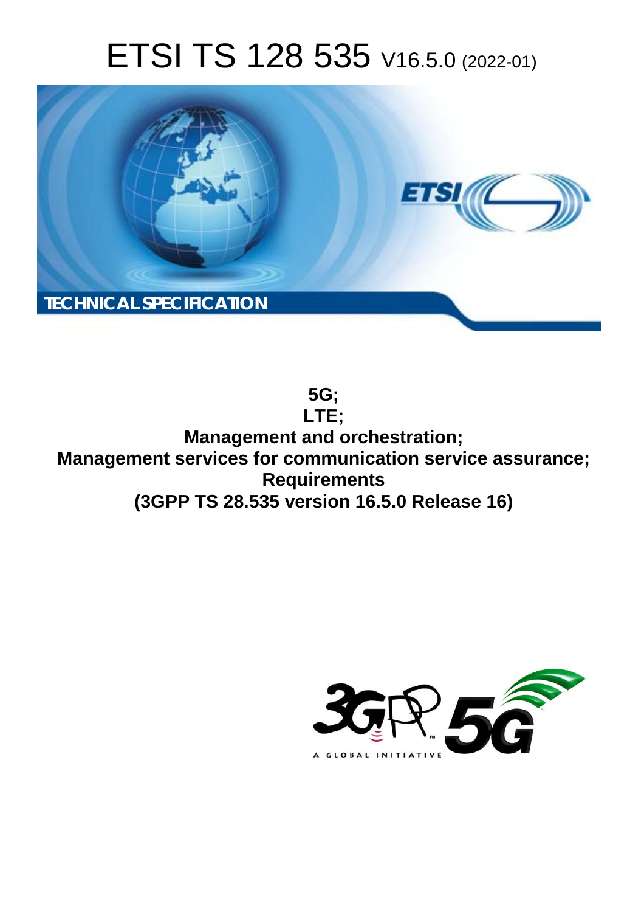# ETSI TS 128 535 V16.5.0 (2022-01)

TECHNICAL SPECIFICATION

**5G;**
**LTE;**
**Management and orchestration;**
**Management services for communication service assurance;**
**Requirements**
**(3GPP TS 28.535 version 16.5.0 Release 16)**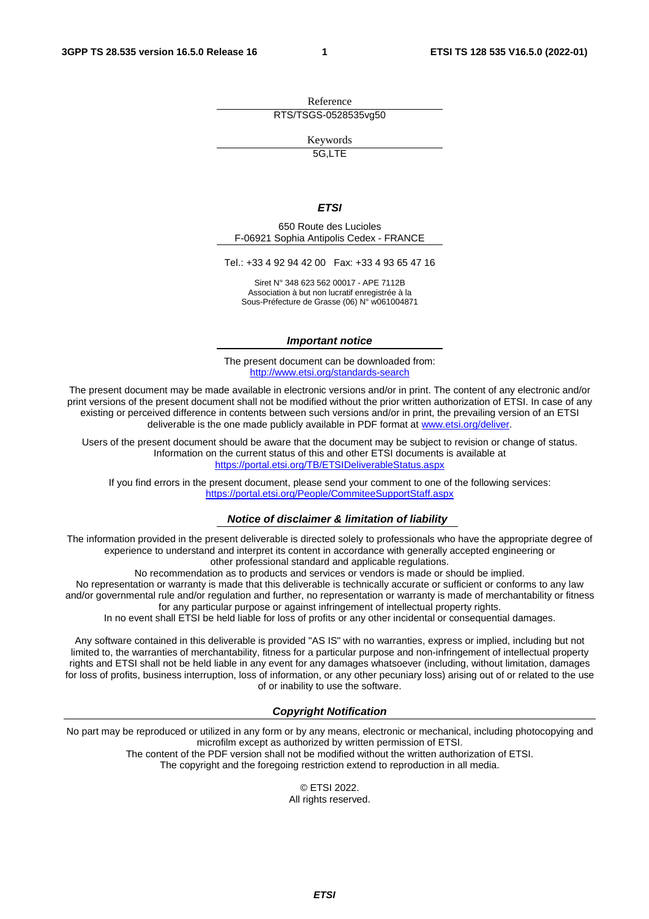Reference

RTS/TSGS-0528535vg50

Keywords

5G,LTE

***ETSI***

650 Route des Lucioles
F-06921 Sophia Antipolis Cedex - FRANCE

Tel.: +33 4 92 94 42 00   Fax: +33 4 93 65 47 16

Siret N° 348 623 562 00017 - APE 7112B
Association à but non lucratif enregistrée à la
Sous-Préfecture de Grasse (06) N° w061004871

***Important notice***

The present document can be downloaded from:
http://www.etsi.org/standards-search

The present document may be made available in electronic versions and/or in print. The content of any electronic and/or print versions of the present document shall not be modified without the prior written authorization of ETSI. In case of any existing or perceived difference in contents between such versions and/or in print, the prevailing version of an ETSI deliverable is the one made publicly available in PDF format at www.etsi.org/deliver.

Users of the present document should be aware that the document may be subject to revision or change of status. Information on the current status of this and other ETSI documents is available at https://portal.etsi.org/TB/ETSIDeliverableStatus.aspx

If you find errors in the present document, please send your comment to one of the following services:
https://portal.etsi.org/People/CommiteeSupportStaff.aspx

***Notice of disclaimer & limitation of liability***

The information provided in the present deliverable is directed solely to professionals who have the appropriate degree of experience to understand and interpret its content in accordance with generally accepted engineering or other professional standard and applicable regulations.
No recommendation as to products and services or vendors is made or should be implied.
No representation or warranty is made that this deliverable is technically accurate or sufficient or conforms to any law and/or governmental rule and/or regulation and further, no representation or warranty is made of merchantability or fitness for any particular purpose or against infringement of intellectual property rights.
In no event shall ETSI be held liable for loss of profits or any other incidental or consequential damages.

Any software contained in this deliverable is provided "AS IS" with no warranties, express or implied, including but not limited to, the warranties of merchantability, fitness for a particular purpose and non-infringement of intellectual property rights and ETSI shall not be held liable in any event for any damages whatsoever (including, without limitation, damages for loss of profits, business interruption, loss of information, or any other pecuniary loss) arising out of or related to the use of or inability to use the software.

***Copyright Notification***

No part may be reproduced or utilized in any form or by any means, electronic or mechanical, including photocopying and microfilm except as authorized by written permission of ETSI.
The content of the PDF version shall not be modified without the written authorization of ETSI.
The copyright and the foregoing restriction extend to reproduction in all media.

© ETSI 2022.
All rights reserved.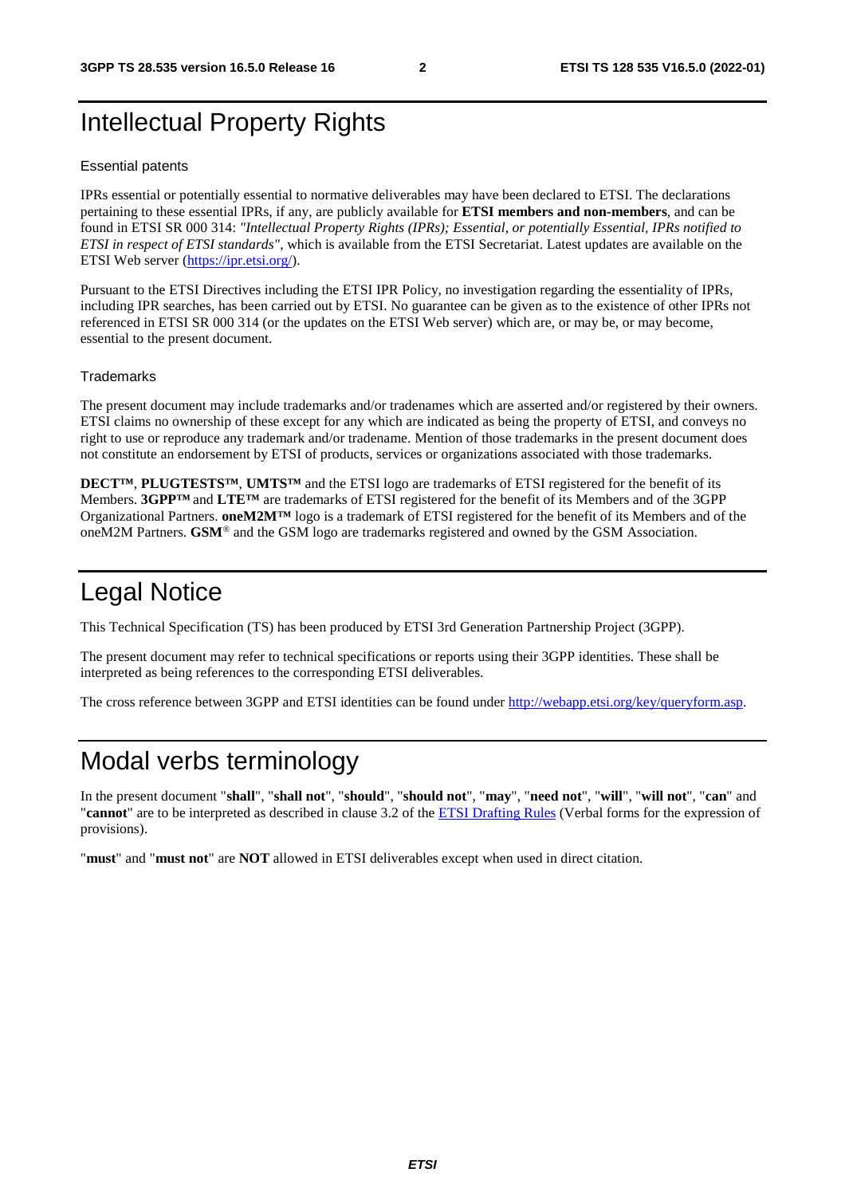# Intellectual Property Rights

## Essential patents

IPRs essential or potentially essential to normative deliverables may have been declared to ETSI. The declarations pertaining to these essential IPRs, if any, are publicly available for **ETSI members and non-members**, and can be found in ETSI SR 000 314: *"Intellectual Property Rights (IPRs); Essential, or potentially Essential, IPRs notified to ETSI in respect of ETSI standards"*, which is available from the ETSI Secretariat. Latest updates are available on the ETSI Web server (https://ipr.etsi.org/).

Pursuant to the ETSI Directives including the ETSI IPR Policy, no investigation regarding the essentiality of IPRs, including IPR searches, has been carried out by ETSI. No guarantee can be given as to the existence of other IPRs not referenced in ETSI SR 000 314 (or the updates on the ETSI Web server) which are, or may be, or may become, essential to the present document.

## Trademarks

The present document may include trademarks and/or tradenames which are asserted and/or registered by their owners. ETSI claims no ownership of these except for any which are indicated as being the property of ETSI, and conveys no right to use or reproduce any trademark and/or tradename. Mention of those trademarks in the present document does not constitute an endorsement by ETSI of products, services or organizations associated with those trademarks.

**DECT™**, **PLUGTESTS™**, **UMTS™** and the ETSI logo are trademarks of ETSI registered for the benefit of its Members. **3GPP™** and **LTE™** are trademarks of ETSI registered for the benefit of its Members and of the 3GPP Organizational Partners. **oneM2M™** logo is a trademark of ETSI registered for the benefit of its Members and of the oneM2M Partners. **GSM**® and the GSM logo are trademarks registered and owned by the GSM Association.

# Legal Notice

This Technical Specification (TS) has been produced by ETSI 3rd Generation Partnership Project (3GPP).

The present document may refer to technical specifications or reports using their 3GPP identities. These shall be interpreted as being references to the corresponding ETSI deliverables.

The cross reference between 3GPP and ETSI identities can be found under http://webapp.etsi.org/key/queryform.asp.

# Modal verbs terminology

In the present document "**shall**", "**shall not**", "**should**", "**should not**", "**may**", "**need not**", "**will**", "**will not**", "**can**" and "**cannot**" are to be interpreted as described in clause 3.2 of the ETSI Drafting Rules (Verbal forms for the expression of provisions).

"**must**" and "**must not**" are **NOT** allowed in ETSI deliverables except when used in direct citation.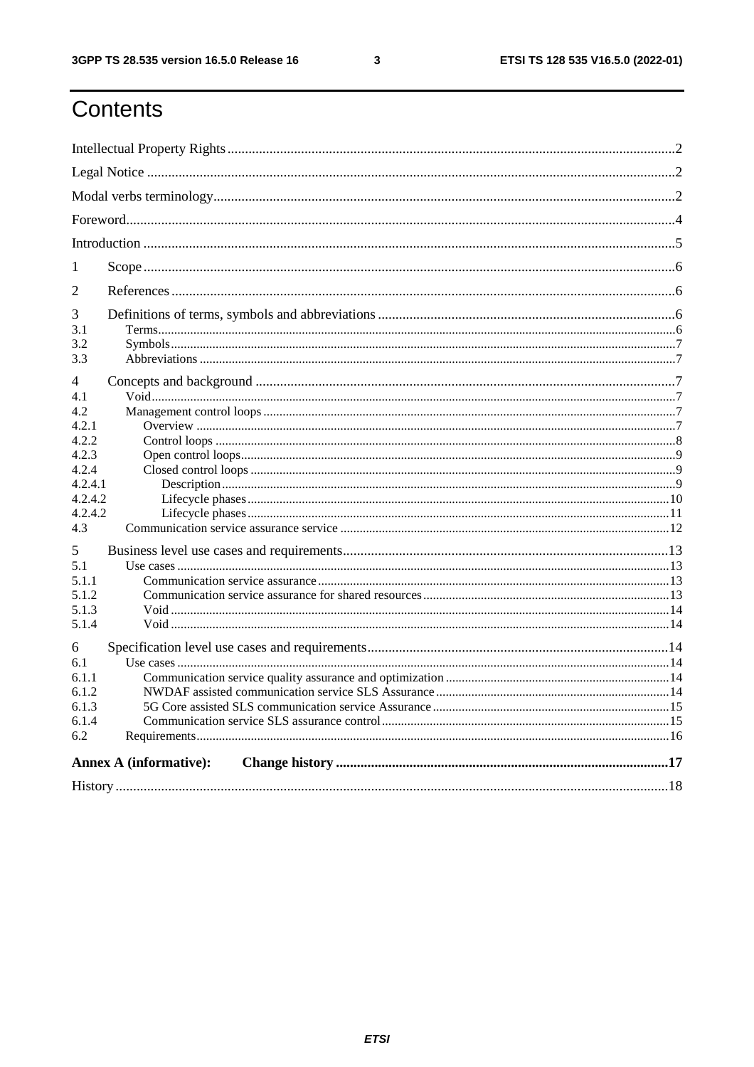# Contents

Intellectual Property Rights .....2

Legal Notice .....2

Modal verbs terminology.....2

Foreword.....4

Introduction .....5

1 Scope.....6

2 References.....6

3 Definitions of terms, symbols and abbreviations .....6

3.1 Terms.....6

3.2 Symbols.....7

3.3 Abbreviations .....7

4 Concepts and background .....7

4.1 Void.....7

4.2 Management control loops.....7

4.2.1 Overview .....7

4.2.2 Control loops .....8

4.2.3 Open control loops.....9

4.2.4 Closed control loops .....9

4.2.4.1 Description.....9

4.2.4.2 Lifecycle phases.....10

4.2.4.2 Lifecycle phases.....11

4.3 Communication service assurance service .....12

5 Business level use cases and requirements.....13

5.1 Use cases .....13

5.1.1 Communication service assurance .....13

5.1.2 Communication service assurance for shared resources.....13

5.1.3 Void .....14

5.1.4 Void .....14

6 Specification level use cases and requirements.....14

6.1 Use cases .....14

6.1.1 Communication service quality assurance and optimization .....14

6.1.2 NWDAF assisted communication service SLS Assurance .....14

6.1.3 5G Core assisted SLS communication service Assurance .....15

6.1.4 Communication service SLS assurance control .....15

6.2 Requirements.....16

**Annex A (informative): Change history .....17**

History .....18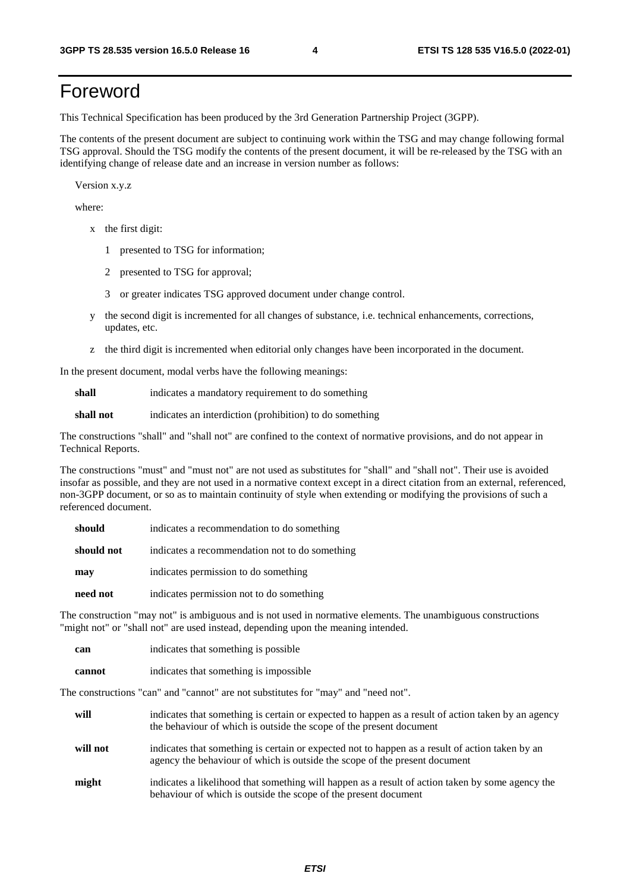# Foreword

This Technical Specification has been produced by the 3rd Generation Partnership Project (3GPP).

The contents of the present document are subject to continuing work within the TSG and may change following formal TSG approval. Should the TSG modify the contents of the present document, it will be re-released by the TSG with an identifying change of release date and an increase in version number as follows:

Version x.y.z

where:

- x the first digit:
  - 1 presented to TSG for information;
  - 2 presented to TSG for approval;
  - 3 or greater indicates TSG approved document under change control.
- y the second digit is incremented for all changes of substance, i.e. technical enhancements, corrections, updates, etc.
- z the third digit is incremented when editorial only changes have been incorporated in the document.

In the present document, modal verbs have the following meanings:

**shall** indicates a mandatory requirement to do something

**shall not** indicates an interdiction (prohibition) to do something

The constructions "shall" and "shall not" are confined to the context of normative provisions, and do not appear in Technical Reports.

The constructions "must" and "must not" are not used as substitutes for "shall" and "shall not". Their use is avoided insofar as possible, and they are not used in a normative context except in a direct citation from an external, referenced, non-3GPP document, or so as to maintain continuity of style when extending or modifying the provisions of such a referenced document.

**should** indicates a recommendation to do something

**should not** indicates a recommendation not to do something

**may** indicates permission to do something

**need not** indicates permission not to do something

The construction "may not" is ambiguous and is not used in normative elements. The unambiguous constructions "might not" or "shall not" are used instead, depending upon the meaning intended.

**can** indicates that something is possible

**cannot** indicates that something is impossible

The constructions "can" and "cannot" are not substitutes for "may" and "need not".

**will** indicates that something is certain or expected to happen as a result of action taken by an agency the behaviour of which is outside the scope of the present document

**will not** indicates that something is certain or expected not to happen as a result of action taken by an agency the behaviour of which is outside the scope of the present document

**might** indicates a likelihood that something will happen as a result of action taken by some agency the behaviour of which is outside the scope of the present document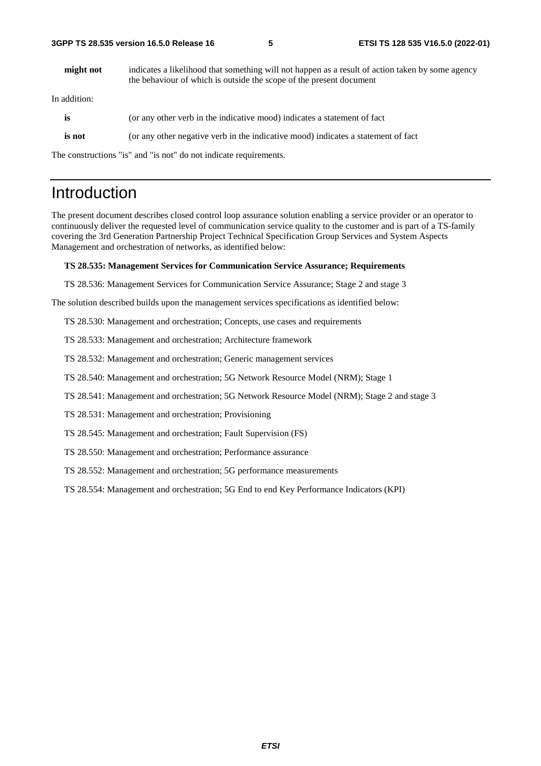**might not** indicates a likelihood that something will not happen as a result of action taken by some agency the behaviour of which is outside the scope of the present document

In addition:

**is** (or any other verb in the indicative mood) indicates a statement of fact

**is not** (or any other negative verb in the indicative mood) indicates a statement of fact

The constructions "is" and "is not" do not indicate requirements.

# Introduction

The present document describes closed control loop assurance solution enabling a service provider or an operator to continuously deliver the requested level of communication service quality to the customer and is part of a TS-family covering the 3rd Generation Partnership Project Technical Specification Group Services and System Aspects Management and orchestration of networks, as identified below:

**TS 28.535: Management Services for Communication Service Assurance; Requirements**

TS 28.536: Management Services for Communication Service Assurance; Stage 2 and stage 3

The solution described builds upon the management services specifications as identified below:

TS 28.530: Management and orchestration; Concepts, use cases and requirements

TS 28.533: Management and orchestration; Architecture framework

TS 28.532: Management and orchestration; Generic management services

TS 28.540: Management and orchestration; 5G Network Resource Model (NRM); Stage 1

TS 28.541: Management and orchestration; 5G Network Resource Model (NRM); Stage 2 and stage 3

TS 28.531: Management and orchestration; Provisioning

TS 28.545: Management and orchestration; Fault Supervision (FS)

TS 28.550: Management and orchestration; Performance assurance

TS 28.552: Management and orchestration; 5G performance measurements

TS 28.554: Management and orchestration; 5G End to end Key Performance Indicators (KPI)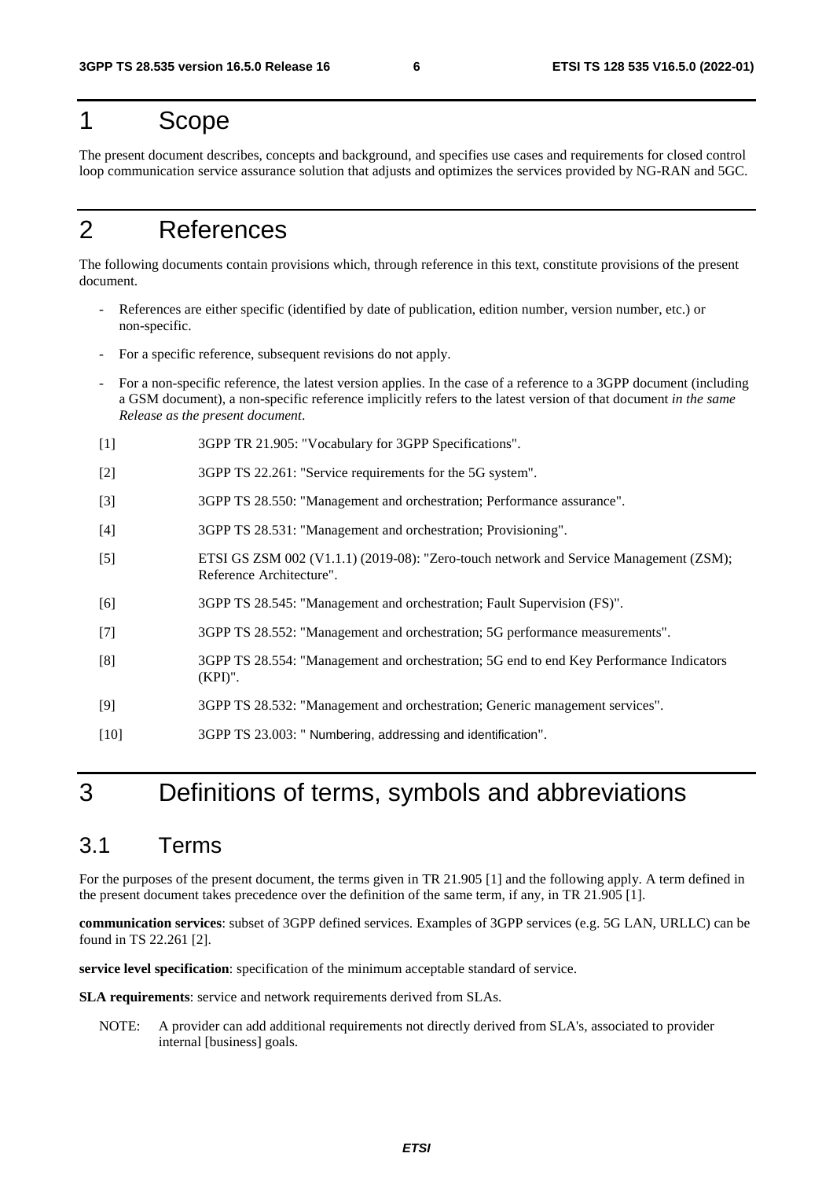# 1 Scope

The present document describes, concepts and background, and specifies use cases and requirements for closed control loop communication service assurance solution that adjusts and optimizes the services provided by NG-RAN and 5GC.

# 2 References

The following documents contain provisions which, through reference in this text, constitute provisions of the present document.

- References are either specific (identified by date of publication, edition number, version number, etc.) or non-specific.
- For a specific reference, subsequent revisions do not apply.
- For a non-specific reference, the latest version applies. In the case of a reference to a 3GPP document (including a GSM document), a non-specific reference implicitly refers to the latest version of that document *in the same Release as the present document*.

[1] 3GPP TR 21.905: "Vocabulary for 3GPP Specifications".

[2] 3GPP TS 22.261: "Service requirements for the 5G system".

[3] 3GPP TS 28.550: "Management and orchestration; Performance assurance".

[4] 3GPP TS 28.531: "Management and orchestration; Provisioning".

[5] ETSI GS ZSM 002 (V1.1.1) (2019-08): "Zero-touch network and Service Management (ZSM); Reference Architecture".

[6] 3GPP TS 28.545: "Management and orchestration; Fault Supervision (FS)".

[7] 3GPP TS 28.552: "Management and orchestration; 5G performance measurements".

[8] 3GPP TS 28.554: "Management and orchestration; 5G end to end Key Performance Indicators (KPI)".

[9] 3GPP TS 28.532: "Management and orchestration; Generic management services".

[10] 3GPP TS 23.003: " Numbering, addressing and identification".

# 3 Definitions of terms, symbols and abbreviations

## 3.1 Terms

For the purposes of the present document, the terms given in TR 21.905 [1] and the following apply. A term defined in the present document takes precedence over the definition of the same term, if any, in TR 21.905 [1].

**communication services**: subset of 3GPP defined services. Examples of 3GPP services (e.g. 5G LAN, URLLC) can be found in TS 22.261 [2].

**service level specification**: specification of the minimum acceptable standard of service.

**SLA requirements**: service and network requirements derived from SLAs.

NOTE: A provider can add additional requirements not directly derived from SLA's, associated to provider internal [business] goals.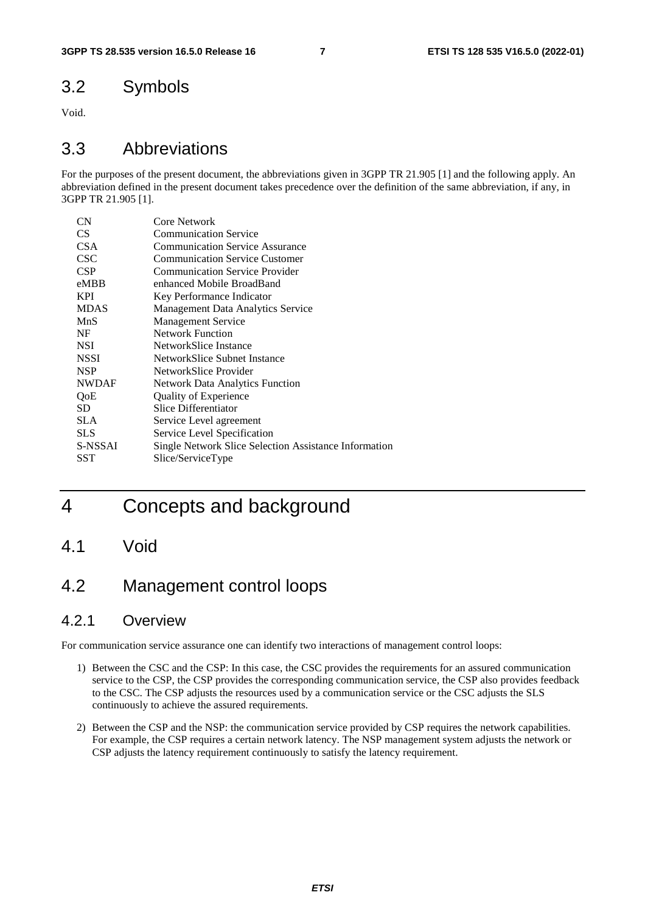## 3.2 Symbols

Void.

## 3.3 Abbreviations

For the purposes of the present document, the abbreviations given in 3GPP TR 21.905 [1] and the following apply. An abbreviation defined in the present document takes precedence over the definition of the same abbreviation, if any, in 3GPP TR 21.905 [1].

| | |
|---|---|
| CN | Core Network |
| CS | Communication Service |
| CSA | Communication Service Assurance |
| CSC | Communication Service Customer |
| CSP | Communication Service Provider |
| eMBB | enhanced Mobile BroadBand |
| KPI | Key Performance Indicator |
| MDAS | Management Data Analytics Service |
| MnS | Management Service |
| NF | Network Function |
| NSI | NetworkSlice Instance |
| NSSI | NetworkSlice Subnet Instance |
| NSP | NetworkSlice Provider |
| NWDAF | Network Data Analytics Function |
| QoE | Quality of Experience |
| SD | Slice Differentiator |
| SLA | Service Level agreement |
| SLS | Service Level Specification |
| S-NSSAI | Single Network Slice Selection Assistance Information |
| SST | Slice/ServiceType |

# 4 Concepts and background

## 4.1 Void

## 4.2 Management control loops

### 4.2.1 Overview

For communication service assurance one can identify two interactions of management control loops:

1) Between the CSC and the CSP: In this case, the CSC provides the requirements for an assured communication service to the CSP, the CSP provides the corresponding communication service, the CSP also provides feedback to the CSC. The CSP adjusts the resources used by a communication service or the CSC adjusts the SLS continuously to achieve the assured requirements.

2) Between the CSP and the NSP: the communication service provided by CSP requires the network capabilities. For example, the CSP requires a certain network latency. The NSP management system adjusts the network or CSP adjusts the latency requirement continuously to satisfy the latency requirement.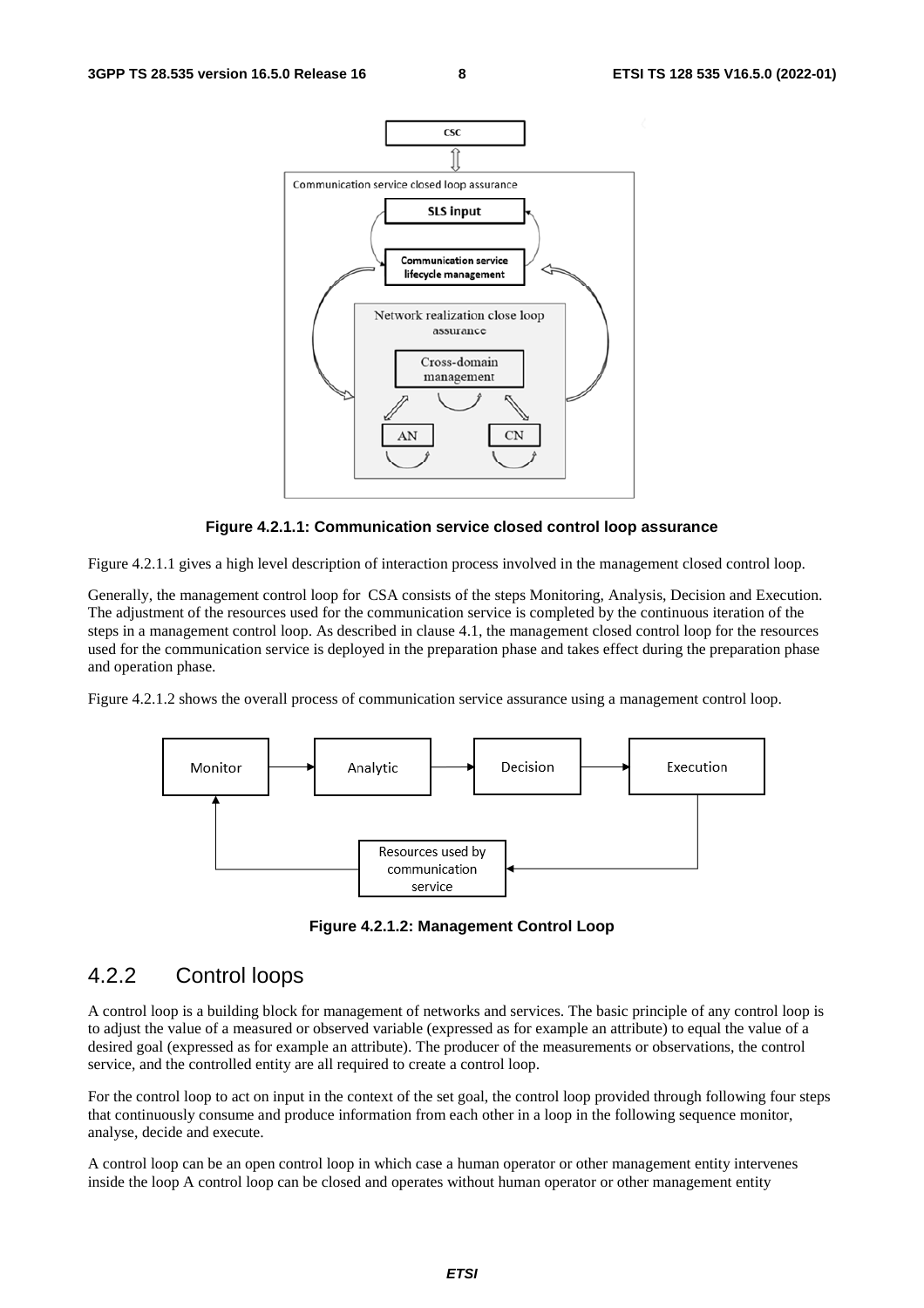CSC

Communication service closed loop assurance

SLS input

Communication service lifecycle management

Network realization close loop assurance

Cross-domain management

AN

CN

**Figure 4.2.1.1: Communication service closed control loop assurance**

Figure 4.2.1.1 gives a high level description of interaction process involved in the management closed control loop.

Generally, the management control loop for CSA consists of the steps Monitoring, Analysis, Decision and Execution. The adjustment of the resources used for the communication service is completed by the continuous iteration of the steps in a management control loop. As described in clause 4.1, the management closed control loop for the resources used for the communication service is deployed in the preparation phase and takes effect during the preparation phase and operation phase.

Figure 4.2.1.2 shows the overall process of communication service assurance using a management control loop.

Monitor

Analytic

Decision

Execution

Resources used by communication service

**Figure 4.2.1.2: Management Control Loop**

### 4.2.2 Control loops

A control loop is a building block for management of networks and services. The basic principle of any control loop is to adjust the value of a measured or observed variable (expressed as for example an attribute) to equal the value of a desired goal (expressed as for example an attribute). The producer of the measurements or observations, the control service, and the controlled entity are all required to create a control loop.

For the control loop to act on input in the context of the set goal, the control loop provided through following four steps that continuously consume and produce information from each other in a loop in the following sequence monitor, analyse, decide and execute.

A control loop can be an open control loop in which case a human operator or other management entity intervenes inside the loop A control loop can be closed and operates without human operator or other management entity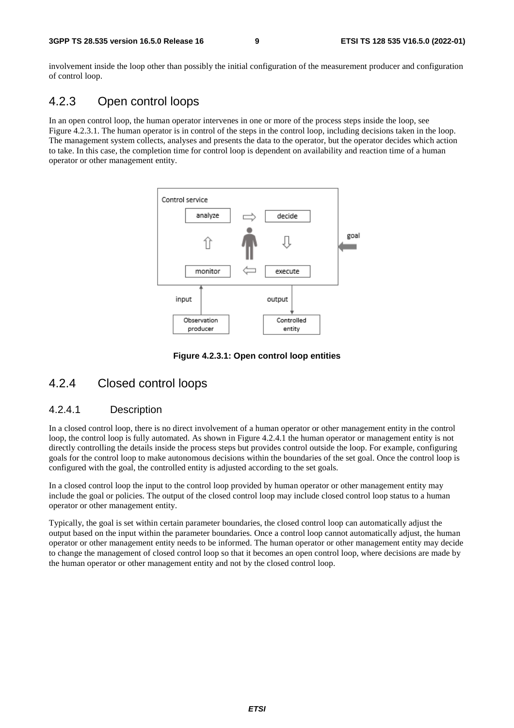involvement inside the loop other than possibly the initial configuration of the measurement producer and configuration of control loop.

## 4.2.3 Open control loops

In an open control loop, the human operator intervenes in one or more of the process steps inside the loop, see Figure 4.2.3.1. The human operator is in control of the steps in the control loop, including decisions taken in the loop. The management system collects, analyses and presents the data to the operator, but the operator decides which action to take. In this case, the completion time for control loop is dependent on availability and reaction time of a human operator or other management entity.

Control service
analyze
decide
monitor
execute
goal
input
output
Observation producer
Controlled entity

**Figure 4.2.3.1: Open control loop entities**

## 4.2.4 Closed control loops

### 4.2.4.1 Description

In a closed control loop, there is no direct involvement of a human operator or other management entity in the control loop, the control loop is fully automated. As shown in Figure 4.2.4.1 the human operator or management entity is not directly controlling the details inside the process steps but provides control outside the loop. For example, configuring goals for the control loop to make autonomous decisions within the boundaries of the set goal. Once the control loop is configured with the goal, the controlled entity is adjusted according to the set goals.

In a closed control loop the input to the control loop provided by human operator or other management entity may include the goal or policies. The output of the closed control loop may include closed control loop status to a human operator or other management entity.

Typically, the goal is set within certain parameter boundaries, the closed control loop can automatically adjust the output based on the input within the parameter boundaries. Once a control loop cannot automatically adjust, the human operator or other management entity needs to be informed. The human operator or other management entity may decide to change the management of closed control loop so that it becomes an open control loop, where decisions are made by the human operator or other management entity and not by the closed control loop.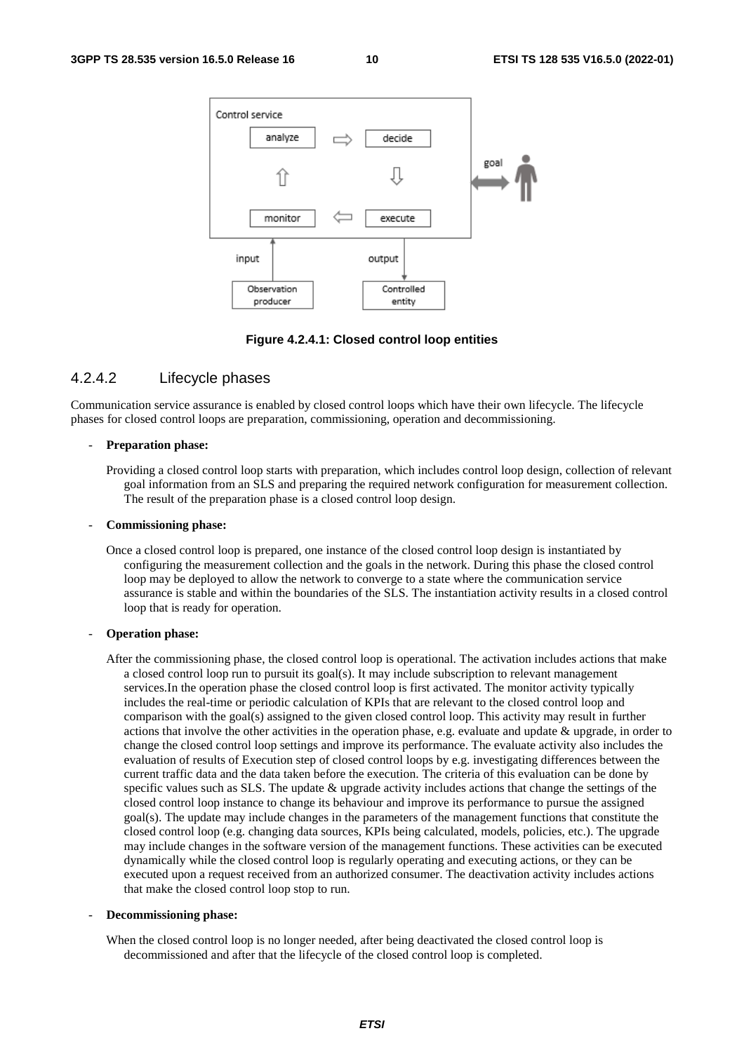Control service

analyze

decide

monitor

execute

goal

input

output

Observation producer

Controlled entity

**Figure 4.2.4.1: Closed control loop entities**

### 4.2.4.2 Lifecycle phases

Communication service assurance is enabled by closed control loops which have their own lifecycle. The lifecycle phases for closed control loops are preparation, commissioning, operation and decommissioning.

- **Preparation phase:**

  Providing a closed control loop starts with preparation, which includes control loop design, collection of relevant goal information from an SLS and preparing the required network configuration for measurement collection. The result of the preparation phase is a closed control loop design.

- **Commissioning phase:**

  Once a closed control loop is prepared, one instance of the closed control loop design is instantiated by configuring the measurement collection and the goals in the network. During this phase the closed control loop may be deployed to allow the network to converge to a state where the communication service assurance is stable and within the boundaries of the SLS. The instantiation activity results in a closed control loop that is ready for operation.

- **Operation phase:**

  After the commissioning phase, the closed control loop is operational. The activation includes actions that make a closed control loop run to pursuit its goal(s). It may include subscription to relevant management services.In the operation phase the closed control loop is first activated. The monitor activity typically includes the real-time or periodic calculation of KPIs that are relevant to the closed control loop and comparison with the goal(s) assigned to the given closed control loop. This activity may result in further actions that involve the other activities in the operation phase, e.g. evaluate and update & upgrade, in order to change the closed control loop settings and improve its performance. The evaluate activity also includes the evaluation of results of Execution step of closed control loops by e.g. investigating differences between the current traffic data and the data taken before the execution. The criteria of this evaluation can be done by specific values such as SLS. The update & upgrade activity includes actions that change the settings of the closed control loop instance to change its behaviour and improve its performance to pursue the assigned goal(s). The update may include changes in the parameters of the management functions that constitute the closed control loop (e.g. changing data sources, KPIs being calculated, models, policies, etc.). The upgrade may include changes in the software version of the management functions. These activities can be executed dynamically while the closed control loop is regularly operating and executing actions, or they can be executed upon a request received from an authorized consumer. The deactivation activity includes actions that make the closed control loop stop to run.

- **Decommissioning phase:**

  When the closed control loop is no longer needed, after being deactivated the closed control loop is decommissioned and after that the lifecycle of the closed control loop is completed.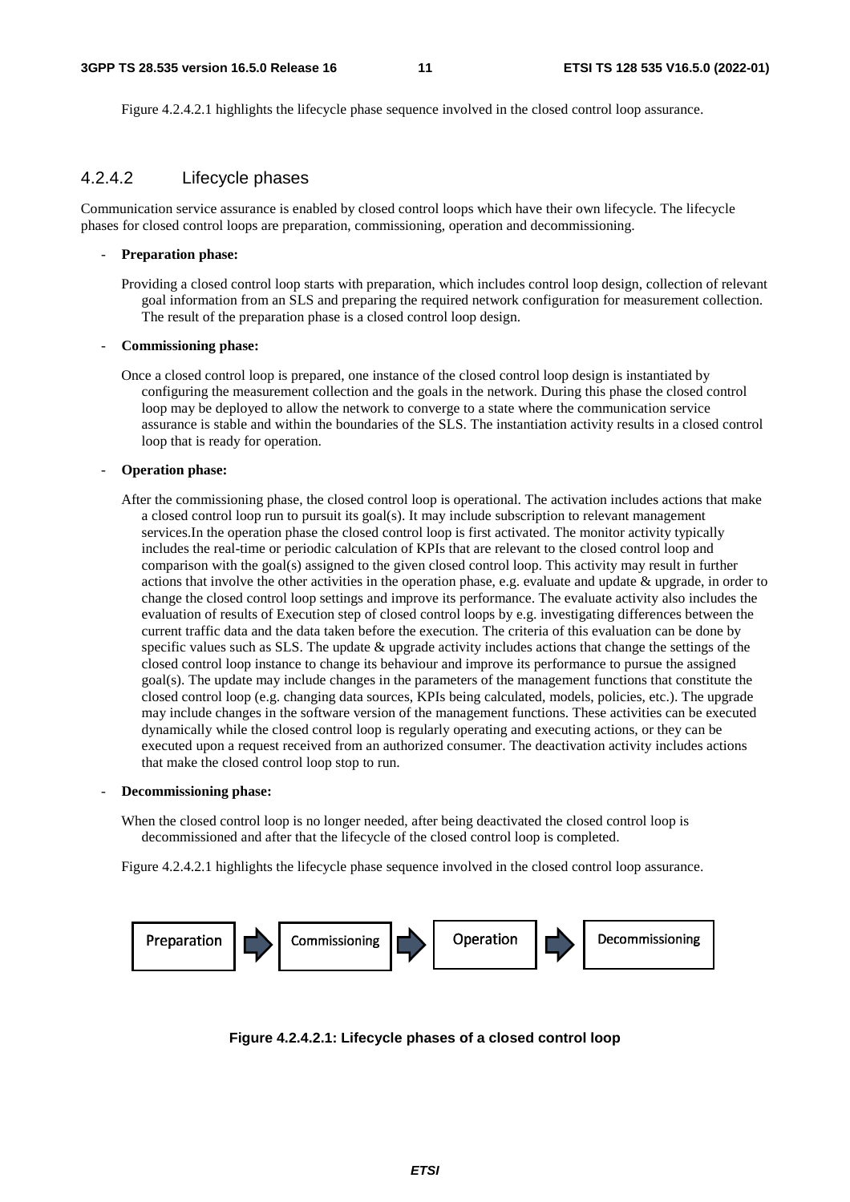Figure 4.2.4.2.1 highlights the lifecycle phase sequence involved in the closed control loop assurance.

#### 4.2.4.2 Lifecycle phases

Communication service assurance is enabled by closed control loops which have their own lifecycle. The lifecycle phases for closed control loops are preparation, commissioning, operation and decommissioning.

- **Preparation phase:**

  Providing a closed control loop starts with preparation, which includes control loop design, collection of relevant goal information from an SLS and preparing the required network configuration for measurement collection. The result of the preparation phase is a closed control loop design.

- **Commissioning phase:**

  Once a closed control loop is prepared, one instance of the closed control loop design is instantiated by configuring the measurement collection and the goals in the network. During this phase the closed control loop may be deployed to allow the network to converge to a state where the communication service assurance is stable and within the boundaries of the SLS. The instantiation activity results in a closed control loop that is ready for operation.

- **Operation phase:**

  After the commissioning phase, the closed control loop is operational. The activation includes actions that make a closed control loop run to pursuit its goal(s). It may include subscription to relevant management services.In the operation phase the closed control loop is first activated. The monitor activity typically includes the real-time or periodic calculation of KPIs that are relevant to the closed control loop and comparison with the goal(s) assigned to the given closed control loop. This activity may result in further actions that involve the other activities in the operation phase, e.g. evaluate and update & upgrade, in order to change the closed control loop settings and improve its performance. The evaluate activity also includes the evaluation of results of Execution step of closed control loops by e.g. investigating differences between the current traffic data and the data taken before the execution. The criteria of this evaluation can be done by specific values such as SLS. The update & upgrade activity includes actions that change the settings of the closed control loop instance to change its behaviour and improve its performance to pursue the assigned goal(s). The update may include changes in the parameters of the management functions that constitute the closed control loop (e.g. changing data sources, KPIs being calculated, models, policies, etc.). The upgrade may include changes in the software version of the management functions. These activities can be executed dynamically while the closed control loop is regularly operating and executing actions, or they can be executed upon a request received from an authorized consumer. The deactivation activity includes actions that make the closed control loop stop to run.

- **Decommissioning phase:**

  When the closed control loop is no longer needed, after being deactivated the closed control loop is decommissioned and after that the lifecycle of the closed control loop is completed.

Figure 4.2.4.2.1 highlights the lifecycle phase sequence involved in the closed control loop assurance.

Preparation → Commissioning → Operation → Decommissioning

**Figure 4.2.4.2.1: Lifecycle phases of a closed control loop**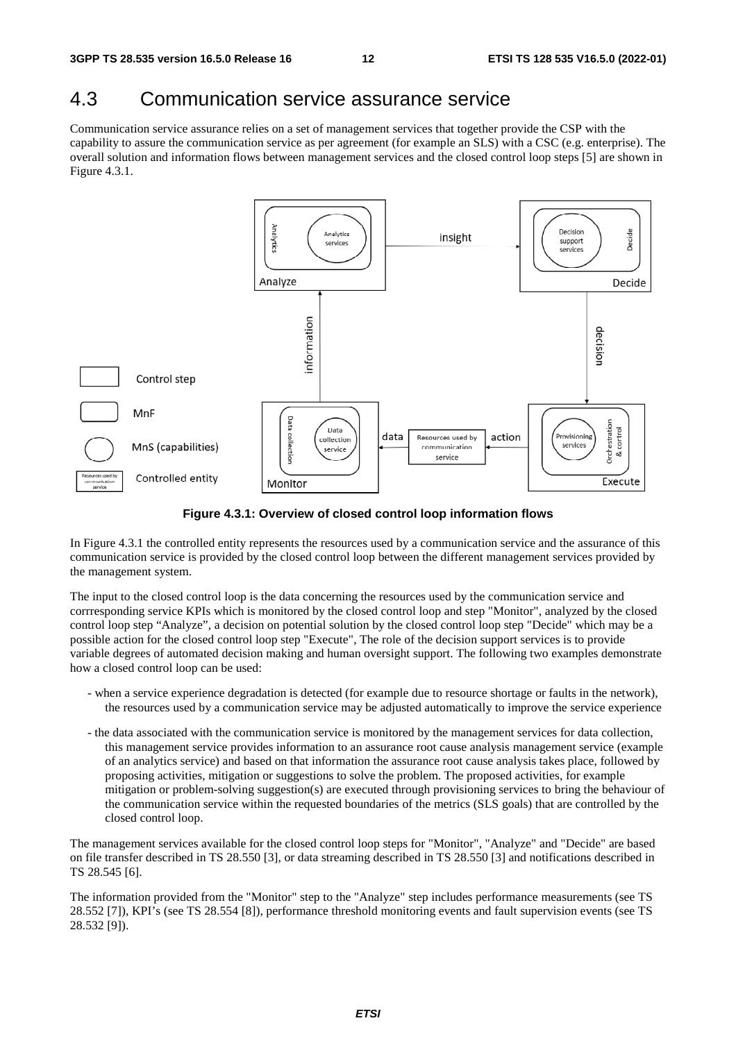# 4.3 Communication service assurance service

Communication service assurance relies on a set of management services that together provide the CSP with the capability to assure the communication service as per agreement (for example an SLS) with a CSC (e.g. enterprise). The overall solution and information flows between management services and the closed control loop steps [5] are shown in Figure 4.3.1.

Analytics
Analytics services
Analyze
insight
Decision support services
Decide
Decide
information
decision
Control step
MnF
MnS (capabilities)
Controlled entity
Data collection
Data collection service
Monitor
data
Resources used by communication service
action
Provisioning services
Orchestration & control
Execute

**Figure 4.3.1: Overview of closed control loop information flows**

In Figure 4.3.1 the controlled entity represents the resources used by a communication service and the assurance of this communication service is provided by the closed control loop between the different management services provided by the management system.

The input to the closed control loop is the data concerning the resources used by the communication service and corrresponding service KPIs which is monitored by the closed control loop and step "Monitor", analyzed by the closed control loop step "Analyze", a decision on potential solution by the closed control loop step "Decide" which may be a possible action for the closed control loop step "Execute", The role of the decision support services is to provide variable degrees of automated decision making and human oversight support. The following two examples demonstrate how a closed control loop can be used:

- when a service experience degradation is detected (for example due to resource shortage or faults in the network), the resources used by a communication service may be adjusted automatically to improve the service experience
- the data associated with the communication service is monitored by the management services for data collection, this management service provides information to an assurance root cause analysis management service (example of an analytics service) and based on that information the assurance root cause analysis takes place, followed by proposing activities, mitigation or suggestions to solve the problem. The proposed activities, for example mitigation or problem-solving suggestion(s) are executed through provisioning services to bring the behaviour of the communication service within the requested boundaries of the metrics (SLS goals) that are controlled by the closed control loop.

The management services available for the closed control loop steps for "Monitor", "Analyze" and "Decide" are based on file transfer described in TS 28.550 [3], or data streaming described in TS 28.550 [3] and notifications described in TS 28.545 [6].

The information provided from the "Monitor" step to the "Analyze" step includes performance measurements (see TS 28.552 [7]), KPI's (see TS 28.554 [8]), performance threshold monitoring events and fault supervision events (see TS 28.532 [9]).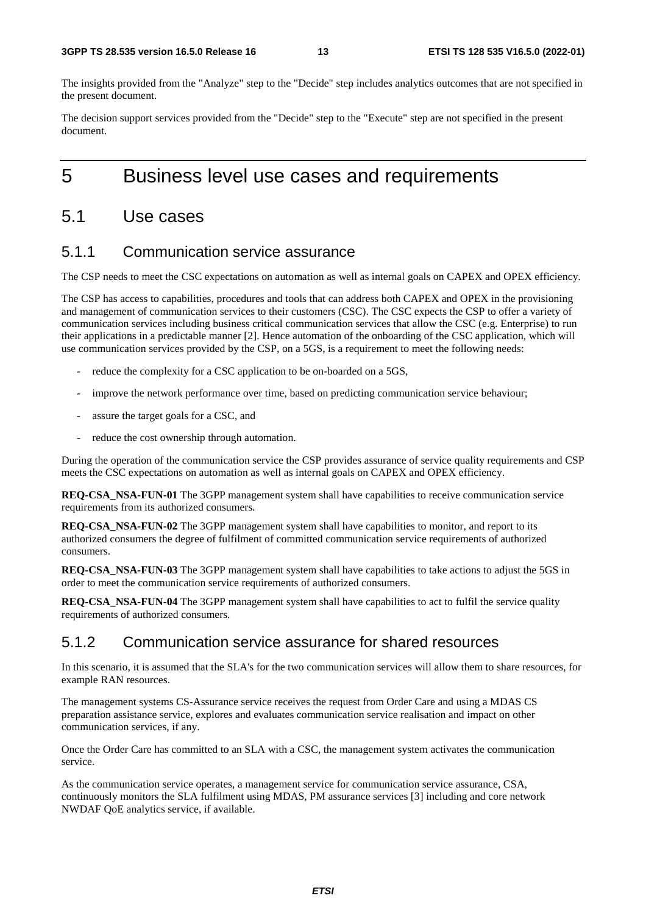The insights provided from the "Analyze" step to the "Decide" step includes analytics outcomes that are not specified in the present document.

The decision support services provided from the "Decide" step to the "Execute" step are not specified in the present document.

# 5 Business level use cases and requirements

## 5.1 Use cases

### 5.1.1 Communication service assurance

The CSP needs to meet the CSC expectations on automation as well as internal goals on CAPEX and OPEX efficiency.

The CSP has access to capabilities, procedures and tools that can address both CAPEX and OPEX in the provisioning and management of communication services to their customers (CSC). The CSC expects the CSP to offer a variety of communication services including business critical communication services that allow the CSC (e.g. Enterprise) to run their applications in a predictable manner [2]. Hence automation of the onboarding of the CSC application, which will use communication services provided by the CSP, on a 5GS, is a requirement to meet the following needs:

- reduce the complexity for a CSC application to be on-boarded on a 5GS,
- improve the network performance over time, based on predicting communication service behaviour;
- assure the target goals for a CSC, and
- reduce the cost ownership through automation.

During the operation of the communication service the CSP provides assurance of service quality requirements and CSP meets the CSC expectations on automation as well as internal goals on CAPEX and OPEX efficiency.

**REQ-CSA_NSA-FUN-01** The 3GPP management system shall have capabilities to receive communication service requirements from its authorized consumers.

**REQ-CSA_NSA-FUN-02** The 3GPP management system shall have capabilities to monitor, and report to its authorized consumers the degree of fulfilment of committed communication service requirements of authorized consumers.

**REQ-CSA_NSA-FUN-03** The 3GPP management system shall have capabilities to take actions to adjust the 5GS in order to meet the communication service requirements of authorized consumers.

**REQ-CSA_NSA-FUN-04** The 3GPP management system shall have capabilities to act to fulfil the service quality requirements of authorized consumers.

### 5.1.2 Communication service assurance for shared resources

In this scenario, it is assumed that the SLA's for the two communication services will allow them to share resources, for example RAN resources.

The management systems CS-Assurance service receives the request from Order Care and using a MDAS CS preparation assistance service, explores and evaluates communication service realisation and impact on other communication services, if any.

Once the Order Care has committed to an SLA with a CSC, the management system activates the communication service.

As the communication service operates, a management service for communication service assurance, CSA, continuously monitors the SLA fulfilment using MDAS, PM assurance services [3] including and core network NWDAF QoE analytics service, if available.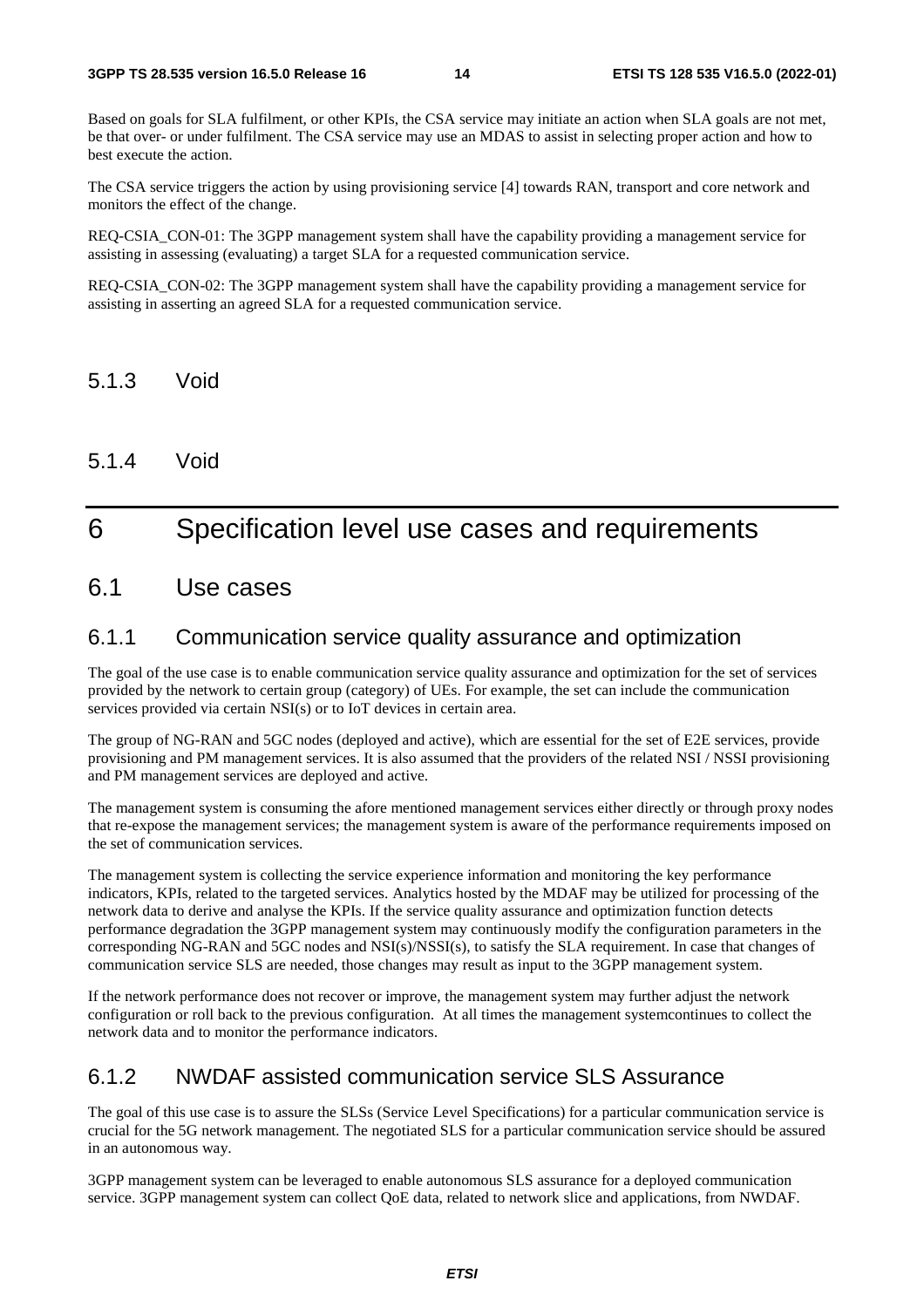Based on goals for SLA fulfilment, or other KPIs, the CSA service may initiate an action when SLA goals are not met, be that over- or under fulfilment. The CSA service may use an MDAS to assist in selecting proper action and how to best execute the action.

The CSA service triggers the action by using provisioning service [4] towards RAN, transport and core network and monitors the effect of the change.

REQ-CSIA_CON-01: The 3GPP management system shall have the capability providing a management service for assisting in assessing (evaluating) a target SLA for a requested communication service.

REQ-CSIA_CON-02: The 3GPP management system shall have the capability providing a management service for assisting in asserting an agreed SLA for a requested communication service.

### 5.1.3 Void

### 5.1.4 Void

# 6 Specification level use cases and requirements

## 6.1 Use cases

### 6.1.1 Communication service quality assurance and optimization

The goal of the use case is to enable communication service quality assurance and optimization for the set of services provided by the network to certain group (category) of UEs. For example, the set can include the communication services provided via certain NSI(s) or to IoT devices in certain area.

The group of NG-RAN and 5GC nodes (deployed and active), which are essential for the set of E2E services, provide provisioning and PM management services. It is also assumed that the providers of the related NSI / NSSI provisioning and PM management services are deployed and active.

The management system is consuming the afore mentioned management services either directly or through proxy nodes that re-expose the management services; the management system is aware of the performance requirements imposed on the set of communication services.

The management system is collecting the service experience information and monitoring the key performance indicators, KPIs, related to the targeted services. Analytics hosted by the MDAF may be utilized for processing of the network data to derive and analyse the KPIs. If the service quality assurance and optimization function detects performance degradation the 3GPP management system may continuously modify the configuration parameters in the corresponding NG-RAN and 5GC nodes and NSI(s)/NSSI(s), to satisfy the SLA requirement. In case that changes of communication service SLS are needed, those changes may result as input to the 3GPP management system.

If the network performance does not recover or improve, the management system may further adjust the network configuration or roll back to the previous configuration. At all times the management systemcontinues to collect the network data and to monitor the performance indicators.

### 6.1.2 NWDAF assisted communication service SLS Assurance

The goal of this use case is to assure the SLSs (Service Level Specifications) for a particular communication service is crucial for the 5G network management. The negotiated SLS for a particular communication service should be assured in an autonomous way.

3GPP management system can be leveraged to enable autonomous SLS assurance for a deployed communication service. 3GPP management system can collect QoE data, related to network slice and applications, from NWDAF.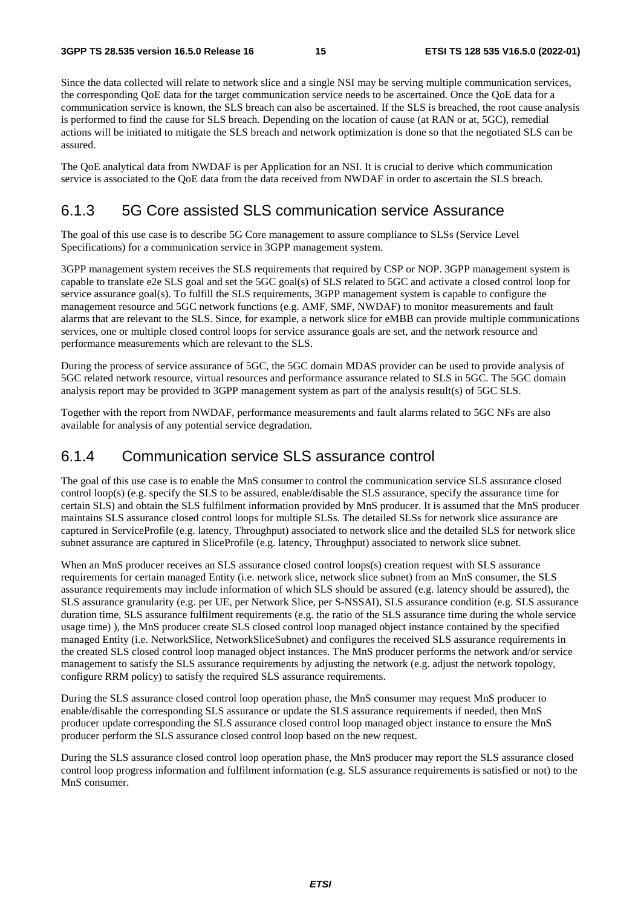Since the data collected will relate to network slice and a single NSI may be serving multiple communication services, the corresponding QoE data for the target communication service needs to be ascertained. Once the QoE data for a communication service is known, the SLS breach can also be ascertained. If the SLS is breached, the root cause analysis is performed to find the cause for SLS breach. Depending on the location of cause (at RAN or at, 5GC), remedial actions will be initiated to mitigate the SLS breach and network optimization is done so that the negotiated SLS can be assured.

The QoE analytical data from NWDAF is per Application for an NSI. It is crucial to derive which communication service is associated to the QoE data from the data received from NWDAF in order to ascertain the SLS breach.

### 6.1.3 5G Core assisted SLS communication service Assurance

The goal of this use case is to describe 5G Core management to assure compliance to SLSs (Service Level Specifications) for a communication service in 3GPP management system.

3GPP management system receives the SLS requirements that required by CSP or NOP. 3GPP management system is capable to translate e2e SLS goal and set the 5GC goal(s) of SLS related to 5GC and activate a closed control loop for service assurance goal(s). To fulfill the SLS requirements, 3GPP management system is capable to configure the management resource and 5GC network functions (e.g. AMF, SMF, NWDAF) to monitor measurements and fault alarms that are relevant to the SLS. Since, for example, a network slice for eMBB can provide multiple communications services, one or multiple closed control loops for service assurance goals are set, and the network resource and performance measurements which are relevant to the SLS.

During the process of service assurance of 5GC, the 5GC domain MDAS provider can be used to provide analysis of 5GC related network resource, virtual resources and performance assurance related to SLS in 5GC. The 5GC domain analysis report may be provided to 3GPP management system as part of the analysis result(s) of 5GC SLS.

Together with the report from NWDAF, performance measurements and fault alarms related to 5GC NFs are also available for analysis of any potential service degradation.

### 6.1.4 Communication service SLS assurance control

The goal of this use case is to enable the MnS consumer to control the communication service SLS assurance closed control loop(s) (e.g. specify the SLS to be assured, enable/disable the SLS assurance, specify the assurance time for certain SLS) and obtain the SLS fulfilment information provided by MnS producer. It is assumed that the MnS producer maintains SLS assurance closed control loops for multiple SLSs. The detailed SLSs for network slice assurance are captured in ServiceProfile (e.g. latency, Throughput) associated to network slice and the detailed SLS for network slice subnet assurance are captured in SliceProfile (e.g. latency, Throughput) associated to network slice subnet.

When an MnS producer receives an SLS assurance closed control loops(s) creation request with SLS assurance requirements for certain managed Entity (i.e. network slice, network slice subnet) from an MnS consumer, the SLS assurance requirements may include information of which SLS should be assured (e.g. latency should be assured), the SLS assurance granularity (e.g. per UE, per Network Slice, per S-NSSAI), SLS assurance condition (e.g. SLS assurance duration time, SLS assurance fulfilment requirements (e.g. the ratio of the SLS assurance time during the whole service usage time) ), the MnS producer create SLS closed control loop managed object instance contained by the specified managed Entity (i.e. NetworkSlice, NetworkSliceSubnet) and configures the received SLS assurance requirements in the created SLS closed control loop managed object instances. The MnS producer performs the network and/or service management to satisfy the SLS assurance requirements by adjusting the network (e.g. adjust the network topology, configure RRM policy) to satisfy the required SLS assurance requirements.

During the SLS assurance closed control loop operation phase, the MnS consumer may request MnS producer to enable/disable the corresponding SLS assurance or update the SLS assurance requirements if needed, then MnS producer update corresponding the SLS assurance closed control loop managed object instance to ensure the MnS producer perform the SLS assurance closed control loop based on the new request.

During the SLS assurance closed control loop operation phase, the MnS producer may report the SLS assurance closed control loop progress information and fulfilment information (e.g. SLS assurance requirements is satisfied or not) to the MnS consumer.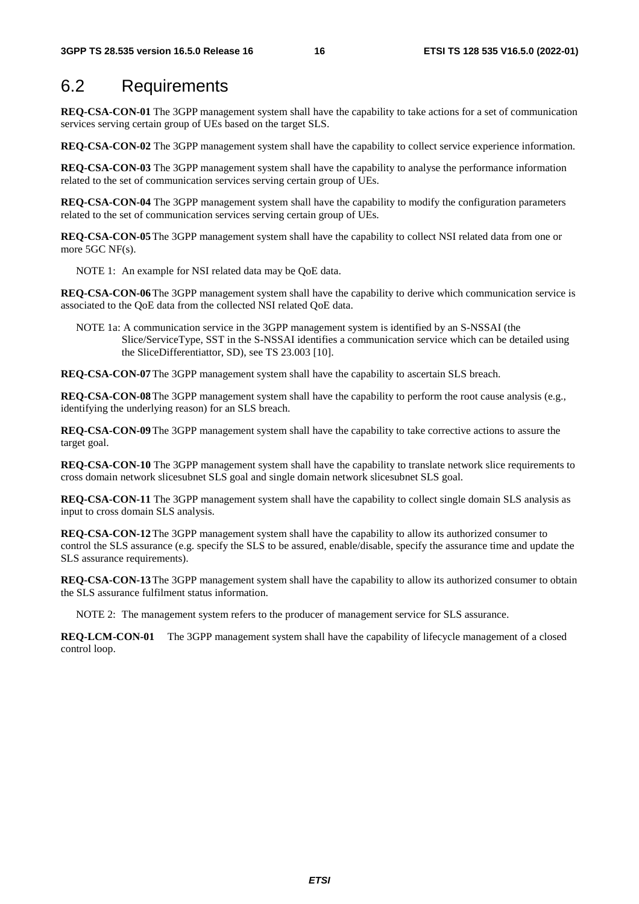## 6.2 Requirements

**REQ-CSA-CON-01** The 3GPP management system shall have the capability to take actions for a set of communication services serving certain group of UEs based on the target SLS.

**REQ-CSA-CON-02** The 3GPP management system shall have the capability to collect service experience information.

**REQ-CSA-CON-03** The 3GPP management system shall have the capability to analyse the performance information related to the set of communication services serving certain group of UEs.

**REQ-CSA-CON-04** The 3GPP management system shall have the capability to modify the configuration parameters related to the set of communication services serving certain group of UEs.

**REQ-CSA-CON-05** The 3GPP management system shall have the capability to collect NSI related data from one or more 5GC NF(s).

NOTE 1: An example for NSI related data may be QoE data.

**REQ-CSA-CON-06** The 3GPP management system shall have the capability to derive which communication service is associated to the QoE data from the collected NSI related QoE data.

NOTE 1a: A communication service in the 3GPP management system is identified by an S-NSSAI (the Slice/ServiceType, SST in the S-NSSAI identifies a communication service which can be detailed using the SliceDifferentiattor, SD), see TS 23.003 [10].

**REQ-CSA-CON-07** The 3GPP management system shall have the capability to ascertain SLS breach.

**REQ-CSA-CON-08** The 3GPP management system shall have the capability to perform the root cause analysis (e.g., identifying the underlying reason) for an SLS breach.

**REQ-CSA-CON-09** The 3GPP management system shall have the capability to take corrective actions to assure the target goal.

**REQ-CSA-CON-10** The 3GPP management system shall have the capability to translate network slice requirements to cross domain network slicesubnet SLS goal and single domain network slicesubnet SLS goal.

**REQ-CSA-CON-11** The 3GPP management system shall have the capability to collect single domain SLS analysis as input to cross domain SLS analysis.

**REQ-CSA-CON-12** The 3GPP management system shall have the capability to allow its authorized consumer to control the SLS assurance (e.g. specify the SLS to be assured, enable/disable, specify the assurance time and update the SLS assurance requirements).

**REQ-CSA-CON-13** The 3GPP management system shall have the capability to allow its authorized consumer to obtain the SLS assurance fulfilment status information.

NOTE 2: The management system refers to the producer of management service for SLS assurance.

**REQ-LCM-CON-01** The 3GPP management system shall have the capability of lifecycle management of a closed control loop.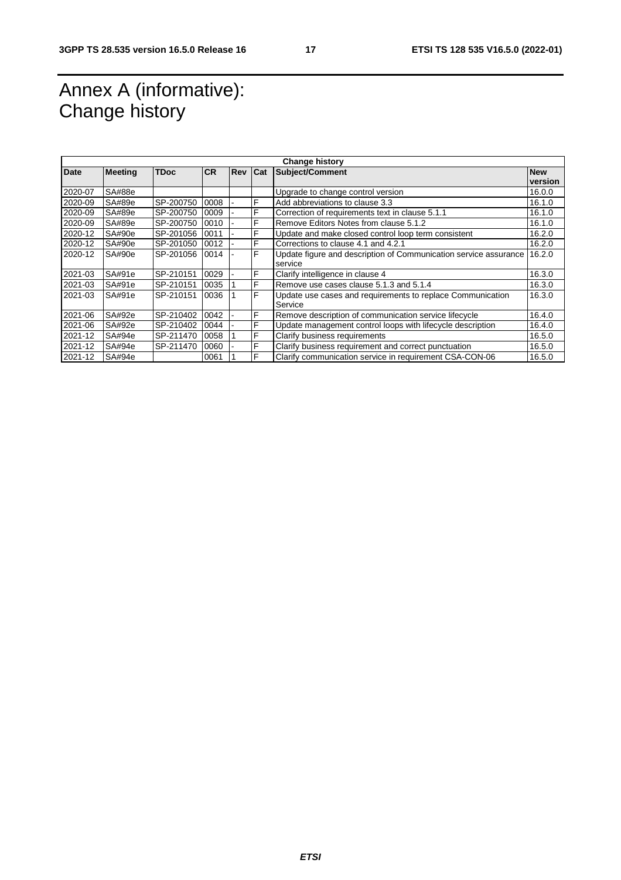# Annex A (informative): Change history

| Change history | | | | | | | |
|---|---|---|---|---|---|---|---|
| **Date** | **Meeting** | **TDoc** | **CR** | **Rev** | **Cat** | **Subject/Comment** | **New version** |
| 2020-07 | SA#88e | | | | | Upgrade to change control version | 16.0.0 |
| 2020-09 | SA#89e | SP-200750 | 0008 | - | F | Add abbreviations to clause 3.3 | 16.1.0 |
| 2020-09 | SA#89e | SP-200750 | 0009 | - | F | Correction of requirements text in clause 5.1.1 | 16.1.0 |
| 2020-09 | SA#89e | SP-200750 | 0010 | - | F | Remove Editors Notes from clause 5.1.2 | 16.1.0 |
| 2020-12 | SA#90e | SP-201056 | 0011 | - | F | Update and make closed control loop term consistent | 16.2.0 |
| 2020-12 | SA#90e | SP-201050 | 0012 | - | F | Corrections to clause 4.1 and 4.2.1 | 16.2.0 |
| 2020-12 | SA#90e | SP-201056 | 0014 | - | F | Update figure and description of Communication service assurance service | 16.2.0 |
| 2021-03 | SA#91e | SP-210151 | 0029 | - | F | Clarify intelligence in clause 4 | 16.3.0 |
| 2021-03 | SA#91e | SP-210151 | 0035 | 1 | F | Remove use cases clause 5.1.3 and 5.1.4 | 16.3.0 |
| 2021-03 | SA#91e | SP-210151 | 0036 | 1 | F | Update use cases and requirements to replace Communication Service | 16.3.0 |
| 2021-06 | SA#92e | SP-210402 | 0042 | - | F | Remove description of communication service lifecycle | 16.4.0 |
| 2021-06 | SA#92e | SP-210402 | 0044 | - | F | Update management control loops with lifecycle description | 16.4.0 |
| 2021-12 | SA#94e | SP-211470 | 0058 | 1 | F | Clarify business requirements | 16.5.0 |
| 2021-12 | SA#94e | SP-211470 | 0060 | - | F | Clarify business requirement and correct punctuation | 16.5.0 |
| 2021-12 | SA#94e | | 0061 | 1 | F | Clarify communication service in requirement CSA-CON-06 | 16.5.0 |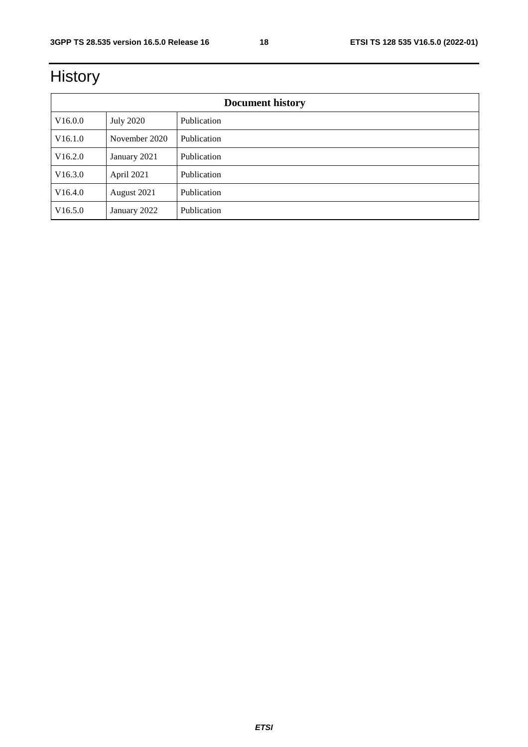# History

| Document history | | |
|---|---|---|
| V16.0.0 | July 2020 | Publication |
| V16.1.0 | November 2020 | Publication |
| V16.2.0 | January 2021 | Publication |
| V16.3.0 | April 2021 | Publication |
| V16.4.0 | August 2021 | Publication |
| V16.5.0 | January 2022 | Publication |